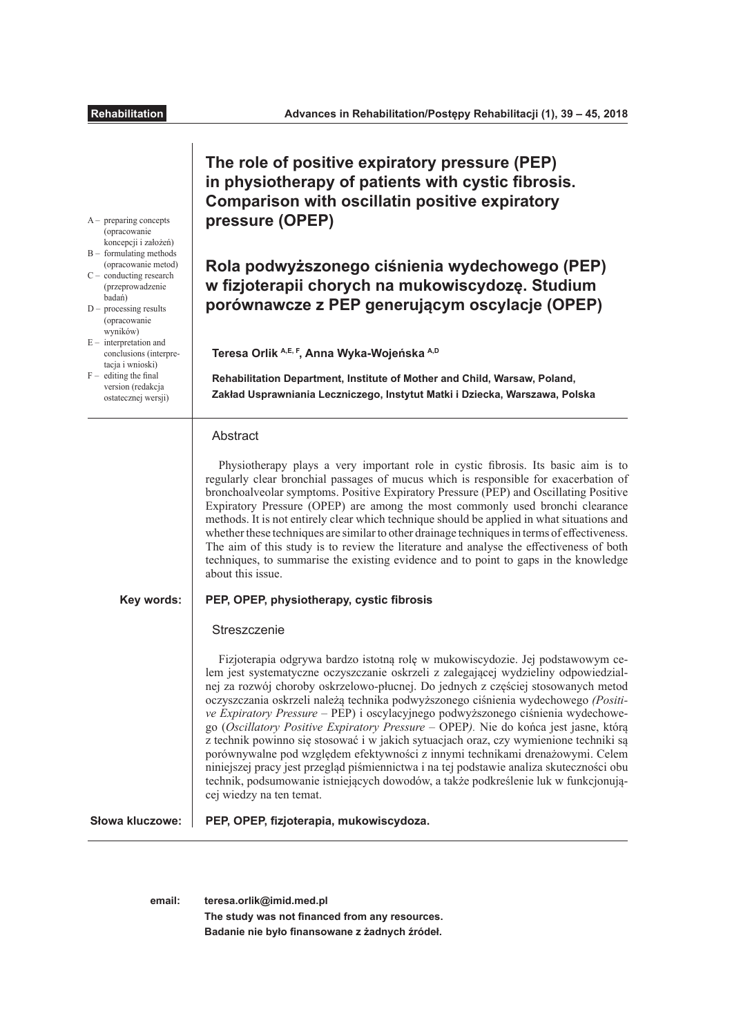# The role of positive expiratory pressure (PEP) in physiotherapy of patients with cystic fibrosis. Comparison with oscillatin positive expiratory pressure (OPEP)

# Rola podwyższonego ciśnienia wydechowego (PEP) w fizjoterapii chorych na mukowiscydozę. Studium porównawcze z PEP generującym oscylacje (OPEP)

A – preparing concepts (opracowanie koncepcji i założeń)
B – formulating methods (opracowanie metod)
C – conducting research (przeprowadzenie badań)
D – processing results (opracowanie wyników)
E – interpretation and conclusions (interpretacja i wnioski)
F – editing the final version (redakcja ostatecznej wersji)

**Teresa Orlik [A,E,F], Anna Wyka-Wojeńska [A,D]**

**Rehabilitation Department, Institute of Mother and Child, Warsaw, Poland,**
**Zakład Usprawniania Leczniczego, Instytut Matki i Dziecka, Warszawa, Polska**

## Abstract

Physiotherapy plays a very important role in cystic fibrosis. Its basic aim is to regularly clear bronchial passages of mucus which is responsible for exacerbation of bronchoalveolar symptoms. Positive Expiratory Pressure (PEP) and Oscillating Positive Expiratory Pressure (OPEP) are among the most commonly used bronchi clearance methods. It is not entirely clear which technique should be applied in what situations and whether these techniques are similar to other drainage techniques in terms of effectiveness. The aim of this study is to review the literature and analyse the effectiveness of both techniques, to summarise the existing evidence and to point to gaps in the knowledge about this issue.

**Key words:** **PEP, OPEP, physiotherapy, cystic fibrosis**

## Streszczenie

Fizjoterapia odgrywa bardzo istotną rolę w mukowiscydozie. Jej podstawowym celem jest systematyczne oczyszczanie oskrzeli z zalegającej wydzieliny odpowiedzialnej za rozwój choroby oskrzelowo-płucnej. Do jednych z częściej stosowanych metod oczyszczania oskrzeli należą technika podwyższonego ciśnienia wydechowego *(Positive Expiratory Pressure* – PEP) i oscylacyjnego podwyższonego ciśnienia wydechowego (*Oscillatory Positive Expiratory Pressure* – OPEP*)*. Nie do końca jest jasne, którą z technik powinno się stosować i w jakich sytuacjach oraz, czy wymienione techniki są porównywalne pod względem efektywności z innymi technikami drenażowymi. Celem niniejszej pracy jest przegląd piśmiennictwa i na tej podstawie analiza skuteczności obu technik, podsumowanie istniejących dowodów, a także podkreślenie luk w funkcjonującej wiedzy na ten temat.

**Słowa kluczowe:** **PEP, OPEP, fizjoterapia, mukowiscydoza.**

**email:** **teresa.orlik@imid.med.pl**

**The study was not financed from any resources.**

**Badanie nie było finansowane z żadnych źródeł.**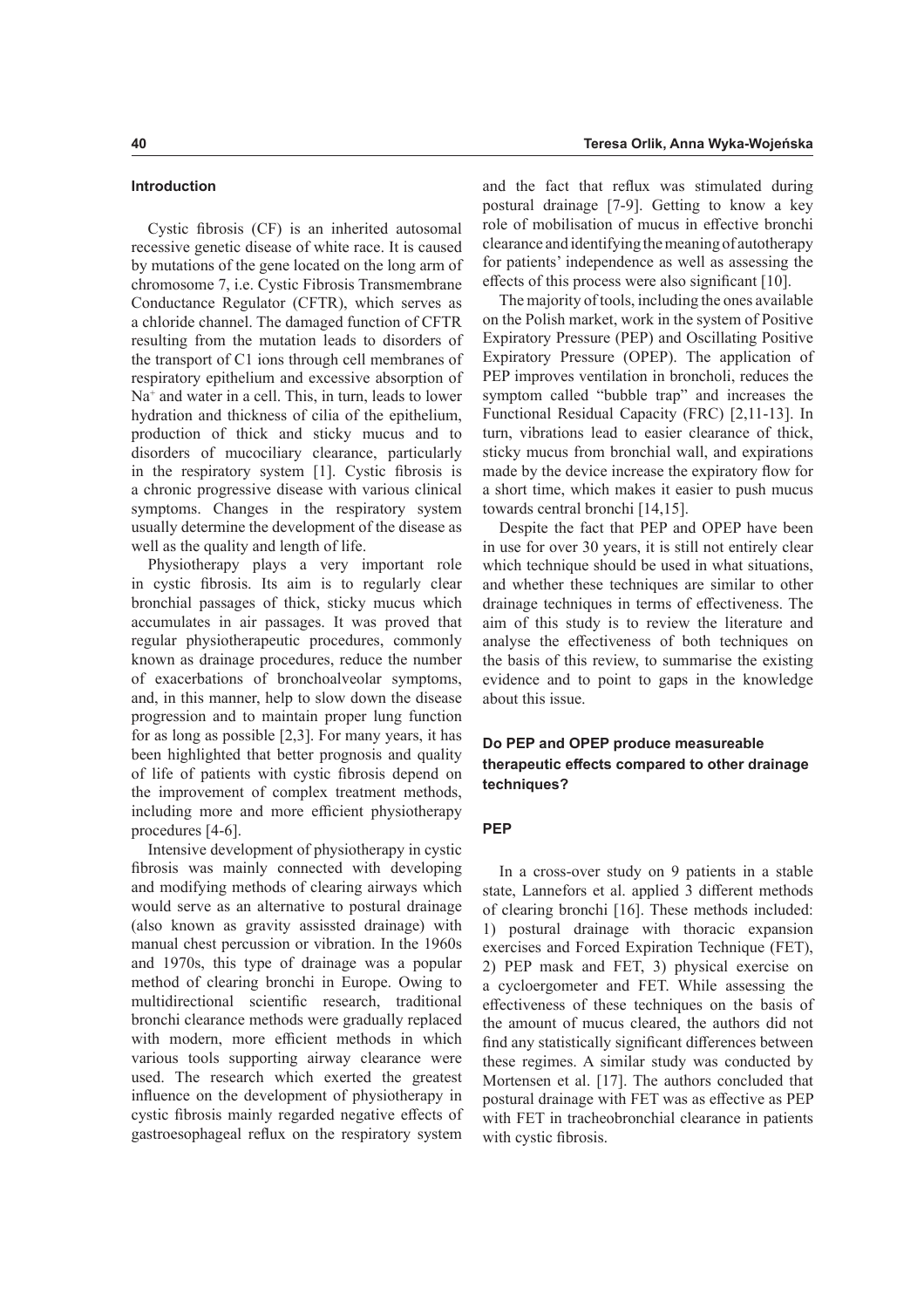## Introduction

Cystic fibrosis (CF) is an inherited autosomal recessive genetic disease of white race. It is caused by mutations of the gene located on the long arm of chromosome 7, i.e. Cystic Fibrosis Transmembrane Conductance Regulator (CFTR), which serves as a chloride channel. The damaged function of CFTR resulting from the mutation leads to disorders of the transport of C1 ions through cell membranes of respiratory epithelium and excessive absorption of $Na^+$ and water in a cell. This, in turn, leads to lower hydration and thickness of cilia of the epithelium, production of thick and sticky mucus and to disorders of mucociliary clearance, particularly in the respiratory system [1]. Cystic fibrosis is a chronic progressive disease with various clinical symptoms. Changes in the respiratory system usually determine the development of the disease as well as the quality and length of life.

Physiotherapy plays a very important role in cystic fibrosis. Its aim is to regularly clear bronchial passages of thick, sticky mucus which accumulates in air passages. It was proved that regular physiotherapeutic procedures, commonly known as drainage procedures, reduce the number of exacerbations of bronchoalveolar symptoms, and, in this manner, help to slow down the disease progression and to maintain proper lung function for as long as possible [2,3]. For many years, it has been highlighted that better prognosis and quality of life of patients with cystic fibrosis depend on the improvement of complex treatment methods, including more and more efficient physiotherapy procedures [4-6].

Intensive development of physiotherapy in cystic fibrosis was mainly connected with developing and modifying methods of clearing airways which would serve as an alternative to postural drainage (also known as gravity assissted drainage) with manual chest percussion or vibration. In the 1960s and 1970s, this type of drainage was a popular method of clearing bronchi in Europe. Owing to multidirectional scientific research, traditional bronchi clearance methods were gradually replaced with modern, more efficient methods in which various tools supporting airway clearance were used. The research which exerted the greatest influence on the development of physiotherapy in cystic fibrosis mainly regarded negative effects of gastroesophageal reflux on the respiratory system and the fact that reflux was stimulated during postural drainage [7-9]. Getting to know a key role of mobilisation of mucus in effective bronchi clearance and identifying the meaning of autotherapy for patients' independence as well as assessing the effects of this process were also significant [10].

The majority of tools, including the ones available on the Polish market, work in the system of Positive Expiratory Pressure (PEP) and Oscillating Positive Expiratory Pressure (OPEP). The application of PEP improves ventilation in broncholi, reduces the symptom called "bubble trap" and increases the Functional Residual Capacity (FRC) [2,11-13]. In turn, vibrations lead to easier clearance of thick, sticky mucus from bronchial wall, and expirations made by the device increase the expiratory flow for a short time, which makes it easier to push mucus towards central bronchi [14,15].

Despite the fact that PEP and OPEP have been in use for over 30 years, it is still not entirely clear which technique should be used in what situations, and whether these techniques are similar to other drainage techniques in terms of effectiveness. The aim of this study is to review the literature and analyse the effectiveness of both techniques on the basis of this review, to summarise the existing evidence and to point to gaps in the knowledge about this issue.

## Do PEP and OPEP produce measureable therapeutic effects compared to other drainage techniques?

### PEP

In a cross-over study on 9 patients in a stable state, Lannefors et al. applied 3 different methods of clearing bronchi [16]. These methods included: 1) postural drainage with thoracic expansion exercises and Forced Expiration Technique (FET), 2) PEP mask and FET, 3) physical exercise on a cycloergometer and FET. While assessing the effectiveness of these techniques on the basis of the amount of mucus cleared, the authors did not find any statistically significant differences between these regimes. A similar study was conducted by Mortensen et al. [17]. The authors concluded that postural drainage with FET was as effective as PEP with FET in tracheobronchial clearance in patients with cystic fibrosis.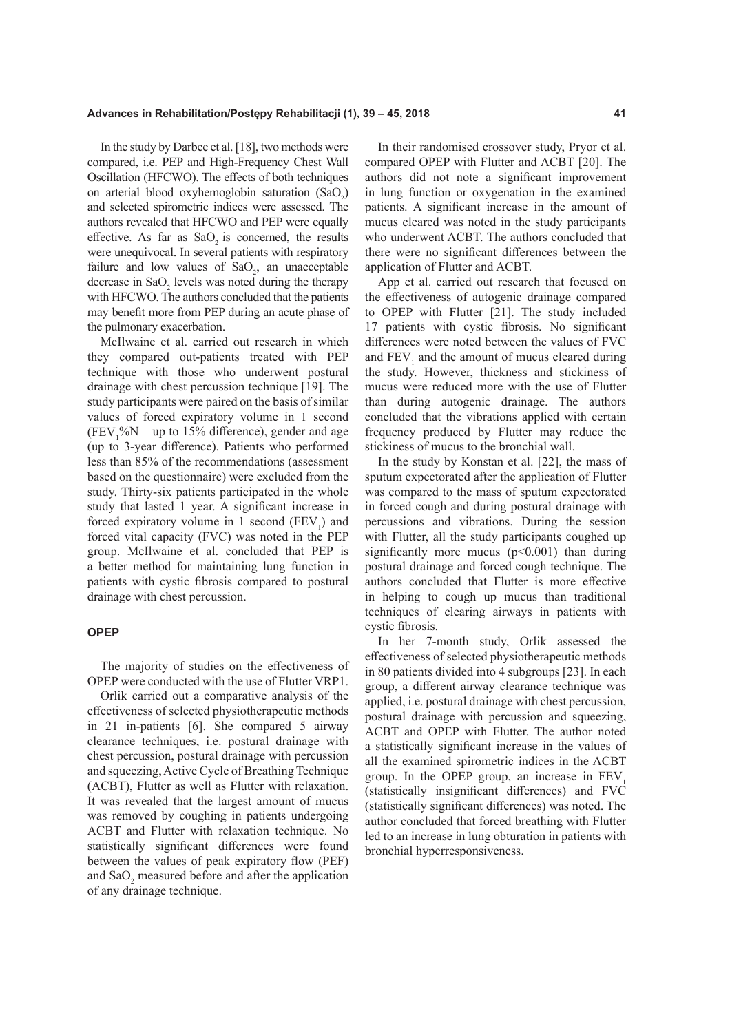In the study by Darbee et al. [18], two methods were compared, i.e. PEP and High-Frequency Chest Wall Oscillation (HFCWO). The effects of both techniques on arterial blood oxyhemoglobin saturation ($SaO_2$) and selected spirometric indices were assessed. The authors revealed that HFCWO and PEP were equally effective. As far as $SaO_2$ is concerned, the results were unequivocal. In several patients with respiratory failure and low values of $SaO_2$, an unacceptable decrease in $SaO_2$ levels was noted during the therapy with HFCWO. The authors concluded that the patients may benefit more from PEP during an acute phase of the pulmonary exacerbation.

McIlwaine et al. carried out research in which they compared out-patients treated with PEP technique with those who underwent postural drainage with chest percussion technique [19]. The study participants were paired on the basis of similar values of forced expiratory volume in 1 second ($FEV_1$%N – up to 15% difference), gender and age (up to 3-year difference). Patients who performed less than 85% of the recommendations (assessment based on the questionnaire) were excluded from the study. Thirty-six patients participated in the whole study that lasted 1 year. A significant increase in forced expiratory volume in 1 second ($FEV_1$) and forced vital capacity (FVC) was noted in the PEP group. McIlwaine et al. concluded that PEP is a better method for maintaining lung function in patients with cystic fibrosis compared to postural drainage with chest percussion.

### OPEP

The majority of studies on the effectiveness of OPEP were conducted with the use of Flutter VRP1.

Orlik carried out a comparative analysis of the effectiveness of selected physiotherapeutic methods in 21 in-patients [6]. She compared 5 airway clearance techniques, i.e. postural drainage with chest percussion, postural drainage with percussion and squeezing, Active Cycle of Breathing Technique (ACBT), Flutter as well as Flutter with relaxation. It was revealed that the largest amount of mucus was removed by coughing in patients undergoing ACBT and Flutter with relaxation technique. No statistically significant differences were found between the values of peak expiratory flow (PEF) and $SaO_2$ measured before and after the application of any drainage technique.

In their randomised crossover study, Pryor et al. compared OPEP with Flutter and ACBT [20]. The authors did not note a significant improvement in lung function or oxygenation in the examined patients. A significant increase in the amount of mucus cleared was noted in the study participants who underwent ACBT. The authors concluded that there were no significant differences between the application of Flutter and ACBT.

App et al. carried out research that focused on the effectiveness of autogenic drainage compared to OPEP with Flutter [21]. The study included 17 patients with cystic fibrosis. No significant differences were noted between the values of FVC and $FEV_1$ and the amount of mucus cleared during the study. However, thickness and stickiness of mucus were reduced more with the use of Flutter than during autogenic drainage. The authors concluded that the vibrations applied with certain frequency produced by Flutter may reduce the stickiness of mucus to the bronchial wall.

In the study by Konstan et al. [22], the mass of sputum expectorated after the application of Flutter was compared to the mass of sputum expectorated in forced cough and during postural drainage with percussions and vibrations. During the session with Flutter, all the study participants coughed up significantly more mucus ($p<0.001$) than during postural drainage and forced cough technique. The authors concluded that Flutter is more effective in helping to cough up mucus than traditional techniques of clearing airways in patients with cystic fibrosis.

In her 7-month study, Orlik assessed the effectiveness of selected physiotherapeutic methods in 80 patients divided into 4 subgroups [23]. In each group, a different airway clearance technique was applied, i.e. postural drainage with chest percussion, postural drainage with percussion and squeezing, ACBT and OPEP with Flutter. The author noted a statistically significant increase in the values of all the examined spirometric indices in the ACBT group. In the OPEP group, an increase in $FEV_1$ (statistically insignificant differences) and FVC (statistically significant differences) was noted. The author concluded that forced breathing with Flutter led to an increase in lung obturation in patients with bronchial hyperresponsiveness.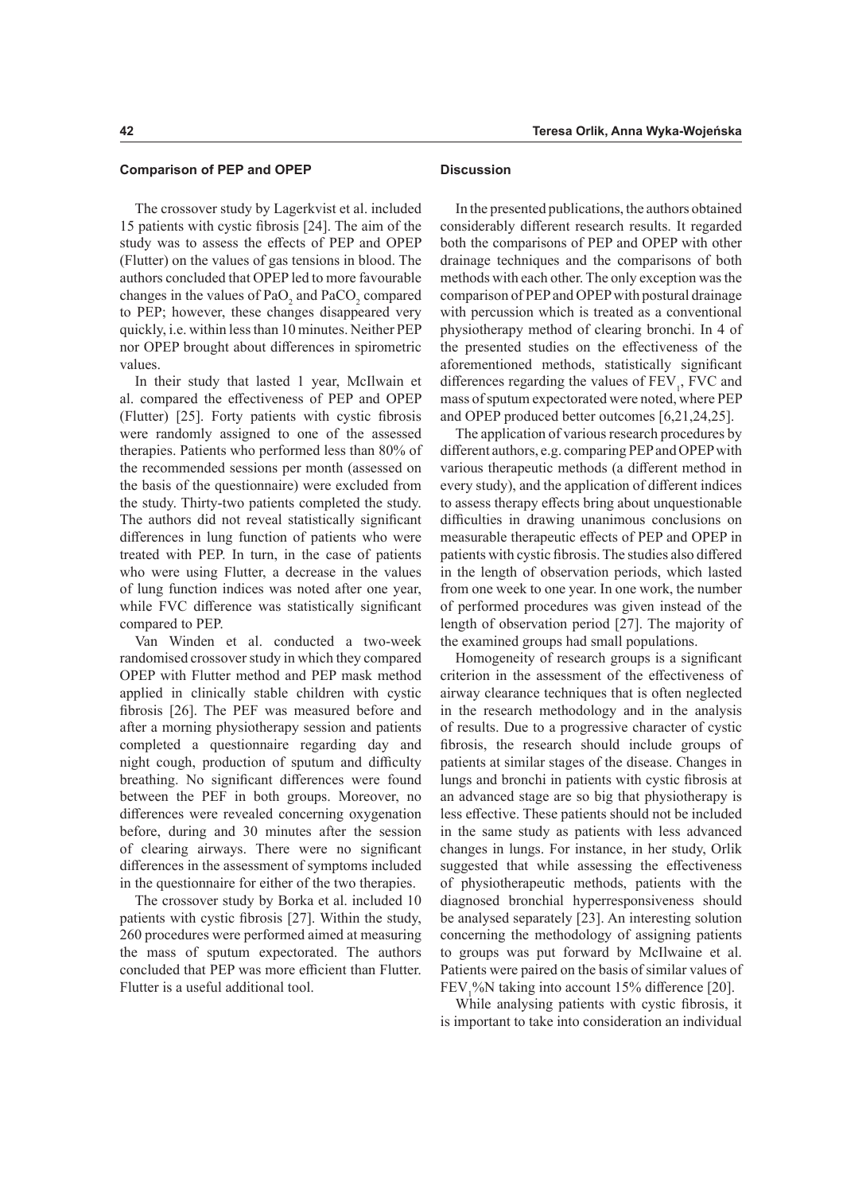### Comparison of PEP and OPEP

The crossover study by Lagerkvist et al. included 15 patients with cystic fibrosis [24]. The aim of the study was to assess the effects of PEP and OPEP (Flutter) on the values of gas tensions in blood. The authors concluded that OPEP led to more favourable changes in the values of $PaO_2$ and $PaCO_2$ compared to PEP; however, these changes disappeared very quickly, i.e. within less than 10 minutes. Neither PEP nor OPEP brought about differences in spirometric values.

In their study that lasted 1 year, McIlwain et al. compared the effectiveness of PEP and OPEP (Flutter) [25]. Forty patients with cystic fibrosis were randomly assigned to one of the assessed therapies. Patients who performed less than 80% of the recommended sessions per month (assessed on the basis of the questionnaire) were excluded from the study. Thirty-two patients completed the study. The authors did not reveal statistically significant differences in lung function of patients who were treated with PEP. In turn, in the case of patients who were using Flutter, a decrease in the values of lung function indices was noted after one year, while FVC difference was statistically significant compared to PEP.

Van Winden et al. conducted a two-week randomised crossover study in which they compared OPEP with Flutter method and PEP mask method applied in clinically stable children with cystic fibrosis [26]. The PEF was measured before and after a morning physiotherapy session and patients completed a questionnaire regarding day and night cough, production of sputum and difficulty breathing. No significant differences were found between the PEF in both groups. Moreover, no differences were revealed concerning oxygenation before, during and 30 minutes after the session of clearing airways. There were no significant differences in the assessment of symptoms included in the questionnaire for either of the two therapies.

The crossover study by Borka et al. included 10 patients with cystic fibrosis [27]. Within the study, 260 procedures were performed aimed at measuring the mass of sputum expectorated. The authors concluded that PEP was more efficient than Flutter. Flutter is a useful additional tool.

### Discussion

In the presented publications, the authors obtained considerably different research results. It regarded both the comparisons of PEP and OPEP with other drainage techniques and the comparisons of both methods with each other. The only exception was the comparison of PEP and OPEP with postural drainage with percussion which is treated as a conventional physiotherapy method of clearing bronchi. In 4 of the presented studies on the effectiveness of the aforementioned methods, statistically significant differences regarding the values of $FEV_1$, FVC and mass of sputum expectorated were noted, where PEP and OPEP produced better outcomes [6,21,24,25].

The application of various research procedures by different authors, e.g. comparing PEP and OPEP with various therapeutic methods (a different method in every study), and the application of different indices to assess therapy effects bring about unquestionable difficulties in drawing unanimous conclusions on measurable therapeutic effects of PEP and OPEP in patients with cystic fibrosis. The studies also differed in the length of observation periods, which lasted from one week to one year. In one work, the number of performed procedures was given instead of the length of observation period [27]. The majority of the examined groups had small populations.

Homogeneity of research groups is a significant criterion in the assessment of the effectiveness of airway clearance techniques that is often neglected in the research methodology and in the analysis of results. Due to a progressive character of cystic fibrosis, the research should include groups of patients at similar stages of the disease. Changes in lungs and bronchi in patients with cystic fibrosis at an advanced stage are so big that physiotherapy is less effective. These patients should not be included in the same study as patients with less advanced changes in lungs. For instance, in her study, Orlik suggested that while assessing the effectiveness of physiotherapeutic methods, patients with the diagnosed bronchial hyperresponsiveness should be analysed separately [23]. An interesting solution concerning the methodology of assigning patients to groups was put forward by McIlwaine et al. Patients were paired on the basis of similar values of $FEV_1$%N taking into account 15% difference [20].

While analysing patients with cystic fibrosis, it is important to take into consideration an individual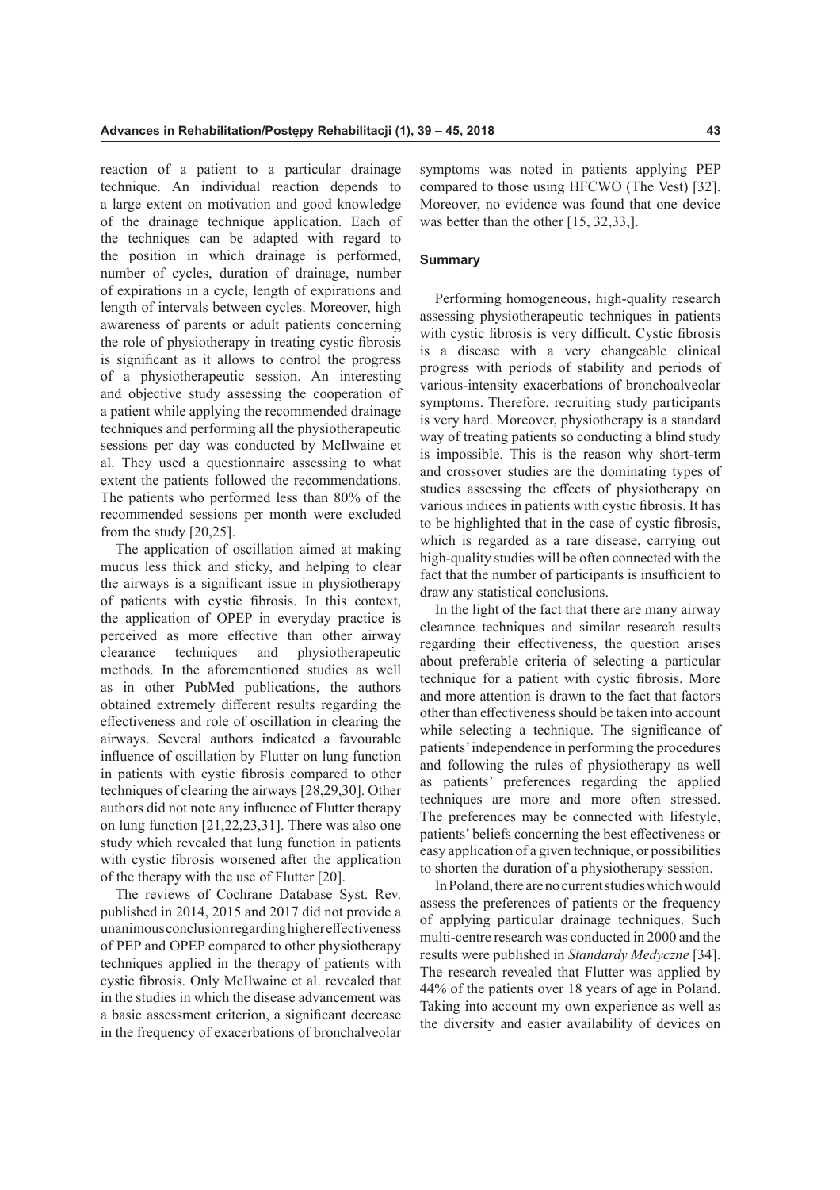reaction of a patient to a particular drainage technique. An individual reaction depends to a large extent on motivation and good knowledge of the drainage technique application. Each of the techniques can be adapted with regard to the position in which drainage is performed, number of cycles, duration of drainage, number of expirations in a cycle, length of expirations and length of intervals between cycles. Moreover, high awareness of parents or adult patients concerning the role of physiotherapy in treating cystic fibrosis is significant as it allows to control the progress of a physiotherapeutic session. An interesting and objective study assessing the cooperation of a patient while applying the recommended drainage techniques and performing all the physiotherapeutic sessions per day was conducted by McIlwaine et al. They used a questionnaire assessing to what extent the patients followed the recommendations. The patients who performed less than 80% of the recommended sessions per month were excluded from the study [20,25].

The application of oscillation aimed at making mucus less thick and sticky, and helping to clear the airways is a significant issue in physiotherapy of patients with cystic fibrosis. In this context, the application of OPEP in everyday practice is perceived as more effective than other airway clearance techniques and physiotherapeutic methods. In the aforementioned studies as well as in other PubMed publications, the authors obtained extremely different results regarding the effectiveness and role of oscillation in clearing the airways. Several authors indicated a favourable influence of oscillation by Flutter on lung function in patients with cystic fibrosis compared to other techniques of clearing the airways [28,29,30]. Other authors did not note any influence of Flutter therapy on lung function [21,22,23,31]. There was also one study which revealed that lung function in patients with cystic fibrosis worsened after the application of the therapy with the use of Flutter [20].

The reviews of Cochrane Database Syst. Rev. published in 2014, 2015 and 2017 did not provide a unanimous conclusion regarding higher effectiveness of PEP and OPEP compared to other physiotherapy techniques applied in the therapy of patients with cystic fibrosis. Only McIlwaine et al. revealed that in the studies in which the disease advancement was a basic assessment criterion, a significant decrease in the frequency of exacerbations of bronchalveolar symptoms was noted in patients applying PEP compared to those using HFCWO (The Vest) [32]. Moreover, no evidence was found that one device was better than the other [15, 32,33,].

## Summary

Performing homogeneous, high-quality research assessing physiotherapeutic techniques in patients with cystic fibrosis is very difficult. Cystic fibrosis is a disease with a very changeable clinical progress with periods of stability and periods of various-intensity exacerbations of bronchoalveolar symptoms. Therefore, recruiting study participants is very hard. Moreover, physiotherapy is a standard way of treating patients so conducting a blind study is impossible. This is the reason why short-term and crossover studies are the dominating types of studies assessing the effects of physiotherapy on various indices in patients with cystic fibrosis. It has to be highlighted that in the case of cystic fibrosis, which is regarded as a rare disease, carrying out high-quality studies will be often connected with the fact that the number of participants is insufficient to draw any statistical conclusions.

In the light of the fact that there are many airway clearance techniques and similar research results regarding their effectiveness, the question arises about preferable criteria of selecting a particular technique for a patient with cystic fibrosis. More and more attention is drawn to the fact that factors other than effectiveness should be taken into account while selecting a technique. The significance of patients' independence in performing the procedures and following the rules of physiotherapy as well as patients' preferences regarding the applied techniques are more and more often stressed. The preferences may be connected with lifestyle, patients' beliefs concerning the best effectiveness or easy application of a given technique, or possibilities to shorten the duration of a physiotherapy session.

In Poland, there are no current studies which would assess the preferences of patients or the frequency of applying particular drainage techniques. Such multi-centre research was conducted in 2000 and the results were published in *Standardy Medyczne* [34]. The research revealed that Flutter was applied by 44% of the patients over 18 years of age in Poland. Taking into account my own experience as well as the diversity and easier availability of devices on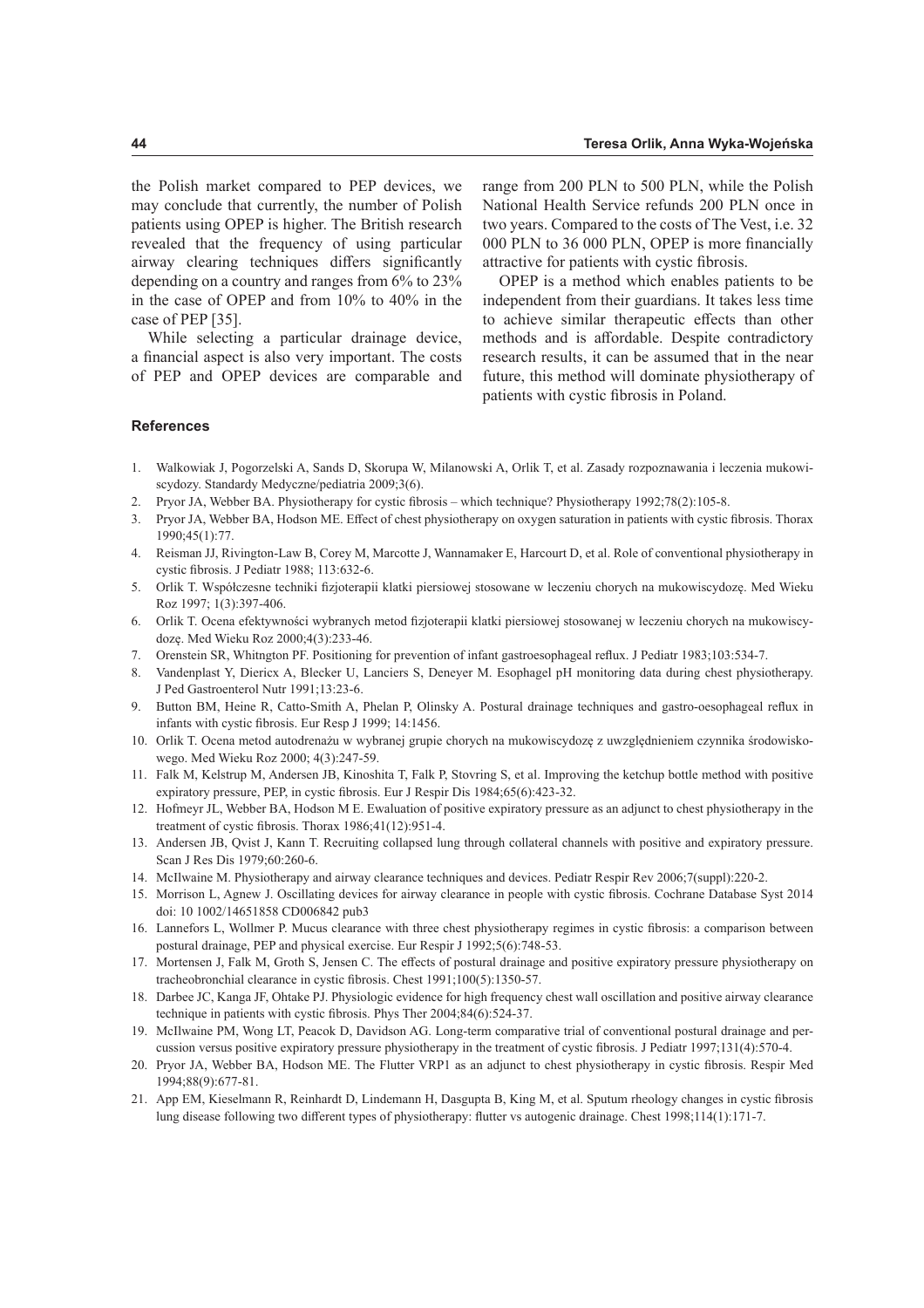the Polish market compared to PEP devices, we may conclude that currently, the number of Polish patients using OPEP is higher. The British research revealed that the frequency of using particular airway clearing techniques differs significantly depending on a country and ranges from 6% to 23% in the case of OPEP and from 10% to 40% in the case of PEP [35].

While selecting a particular drainage device, a financial aspect is also very important. The costs of PEP and OPEP devices are comparable and range from 200 PLN to 500 PLN, while the Polish National Health Service refunds 200 PLN once in two years. Compared to the costs of The Vest, i.e. 32 000 PLN to 36 000 PLN, OPEP is more financially attractive for patients with cystic fibrosis.

OPEP is a method which enables patients to be independent from their guardians. It takes less time to achieve similar therapeutic effects than other methods and is affordable. Despite contradictory research results, it can be assumed that in the near future, this method will dominate physiotherapy of patients with cystic fibrosis in Poland.

## References

1. Walkowiak J, Pogorzelski A, Sands D, Skorupa W, Milanowski A, Orlik T, et al. Zasady rozpoznawania i leczenia mukowiscydozy. Standardy Medyczne/pediatria 2009;3(6).
2. Pryor JA, Webber BA. Physiotherapy for cystic fibrosis – which technique? Physiotherapy 1992;78(2):105-8.
3. Pryor JA, Webber BA, Hodson ME. Effect of chest physiotherapy on oxygen saturation in patients with cystic fibrosis. Thorax 1990;45(1):77.
4. Reisman JJ, Rivington-Law B, Corey M, Marcotte J, Wannamaker E, Harcourt D, et al. Role of conventional physiotherapy in cystic fibrosis. J Pediatr 1988; 113:632-6.
5. Orlik T. Współczesne techniki fizjoterapii klatki piersiowej stosowane w leczeniu chorych na mukowiscydozę. Med Wieku Roz 1997; 1(3):397-406.
6. Orlik T. Ocena efektywności wybranych metod fizjoterapii klatki piersiowej stosowanej w leczeniu chorych na mukowiscydozę. Med Wieku Roz 2000;4(3):233-46.
7. Orenstein SR, Whitngton PF. Positioning for prevention of infant gastroesophageal reflux. J Pediatr 1983;103:534-7.
8. Vandenplast Y, Diericx A, Blecker U, Lanciers S, Deneyer M. Esophagel pH monitoring data during chest physiotherapy. J Ped Gastroenterol Nutr 1991;13:23-6.
9. Button BM, Heine R, Catto-Smith A, Phelan P, Olinsky A. Postural drainage techniques and gastro-oesophageal reflux in infants with cystic fibrosis. Eur Resp J 1999; 14:1456.
10. Orlik T. Ocena metod autodrenażu w wybranej grupie chorych na mukowiscydozę z uwzględnieniem czynnika środowiskowego. Med Wieku Roz 2000; 4(3):247-59.
11. Falk M, Kelstrup M, Andersen JB, Kinoshita T, Falk P, Stovring S, et al. Improving the ketchup bottle method with positive expiratory pressure, PEP, in cystic fibrosis. Eur J Respir Dis 1984;65(6):423-32.
12. Hofmeyr JL, Webber BA, Hodson M E. Ewaluation of positive expiratory pressure as an adjunct to chest physiotherapy in the treatment of cystic fibrosis. Thorax 1986;41(12):951-4.
13. Andersen JB, Qvist J, Kann T. Recruiting collapsed lung through collateral channels with positive and expiratory pressure. Scan J Res Dis 1979;60:260-6.
14. McIlwaine M. Physiotherapy and airway clearance techniques and devices. Pediatr Respir Rev 2006;7(suppl):220-2.
15. Morrison L, Agnew J. Oscillating devices for airway clearance in people with cystic fibrosis. Cochrane Database Syst 2014 doi: 10 1002/14651858 CD006842 pub3
16. Lannefors L, Wollmer P. Mucus clearance with three chest physiotherapy regimes in cystic fibrosis: a comparison between postural drainage, PEP and physical exercise. Eur Respir J 1992;5(6):748-53.
17. Mortensen J, Falk M, Groth S, Jensen C. The effects of postural drainage and positive expiratory pressure physiotherapy on tracheobronchial clearance in cystic fibrosis. Chest 1991;100(5):1350-57.
18. Darbee JC, Kanga JF, Ohtake PJ. Physiologic evidence for high frequency chest wall oscillation and positive airway clearance technique in patients with cystic fibrosis. Phys Ther 2004;84(6):524-37.
19. McIlwaine PM, Wong LT, Peacok D, Davidson AG. Long-term comparative trial of conventional postural drainage and percussion versus positive expiratory pressure physiotherapy in the treatment of cystic fibrosis. J Pediatr 1997;131(4):570-4.
20. Pryor JA, Webber BA, Hodson ME. The Flutter VRP1 as an adjunct to chest physiotherapy in cystic fibrosis. Respir Med 1994;88(9):677-81.
21. App EM, Kieselmann R, Reinhardt D, Lindemann H, Dasgupta B, King M, et al. Sputum rheology changes in cystic fibrosis lung disease following two different types of physiotherapy: flutter vs autogenic drainage. Chest 1998;114(1):171-7.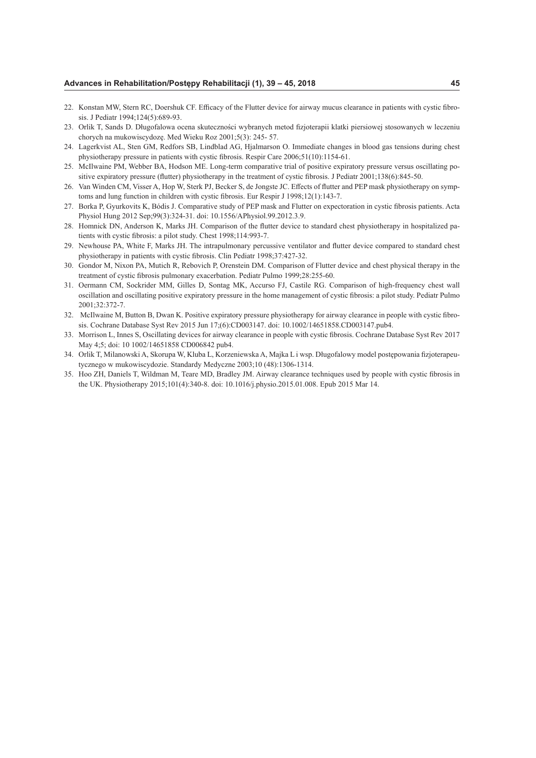22. Konstan MW, Stern RC, Doershuk CF. Efficacy of the Flutter device for airway mucus clearance in patients with cystic fibrosis. J Pediatr 1994;124(5):689-93.
23. Orlik T, Sands D. Długofalowa ocena skuteczności wybranych metod fizjoterapii klatki piersiowej stosowanych w leczeniu chorych na mukowiscydozę. Med Wieku Roz 2001;5(3): 245- 57.
24. Lagerkvist AL, Sten GM, Redfors SB, Lindblad AG, Hjalmarson O. Immediate changes in blood gas tensions during chest physiotherapy pressure in patients with cystic fibrosis. Respir Care 2006;51(10):1154-61.
25. McIlwaine PM, Webber BA, Hodson ME. Long-term comparative trial of positive expiratory pressure versus oscillating positive expiratory pressure (flutter) physiotherapy in the treatment of cystic fibrosis. J Pediatr 2001;138(6):845-50.
26. Van Winden CM, Visser A, Hop W, Sterk PJ, Becker S, de Jongste JC. Effects of flutter and PEP mask physiotherapy on symptoms and lung function in children with cystic fibrosis. Eur Respir J 1998;12(1):143-7.
27. Borka P, Gyurkovits K, Bódis J. Comparative study of PEP mask and Flutter on expectoration in cystic fibrosis patients. Acta Physiol Hung 2012 Sep;99(3):324-31. doi: 10.1556/APhysiol.99.2012.3.9.
28. Homnick DN, Anderson K, Marks JH. Comparison of the flutter device to standard chest physiotherapy in hospitalized patients with cystic fibrosis: a pilot study. Chest 1998;114:993-7.
29. Newhouse PA, White F, Marks JH. The intrapulmonary percussive ventilator and flutter device compared to standard chest physiotherapy in patients with cystic fibrosis. Clin Pediatr 1998;37:427-32.
30. Gondor M, Nixon PA, Mutich R, Rebovich P, Orenstein DM. Comparison of Flutter device and chest physical therapy in the treatment of cystic fibrosis pulmonary exacerbation. Pediatr Pulmo 1999;28:255-60.
31. Oermann CM, Sockrider MM, Gilles D, Sontag MK, Accurso FJ, Castile RG. Comparison of high-frequency chest wall oscillation and oscillating positive expiratory pressure in the home management of cystic fibrosis: a pilot study. Pediatr Pulmo 2001;32:372-7.
32. McIlwaine M, Button B, Dwan K. Positive expiratory pressure physiotherapy for airway clearance in people with cystic fibrosis. Cochrane Database Syst Rev 2015 Jun 17;(6):CD003147. doi: 10.1002/14651858.CD003147.pub4.
33. Morrison L, Innes S, Oscillating devices for airway clearance in people with cystic fibrosis. Cochrane Database Syst Rev 2017 May 4;5; doi: 10 1002/14651858 CD006842 pub4.
34. Orlik T, Milanowski A, Skorupa W, Kluba L, Korzeniewska A, Majka L i wsp. Długofalowy model postępowania fizjoterapeutycznego w mukowiscydozie. Standardy Medyczne 2003;10 (48):1306-1314.
35. Hoo ZH, Daniels T, Wildman M, Teare MD, Bradley JM. Airway clearance techniques used by people with cystic fibrosis in the UK. Physiotherapy 2015;101(4):340-8. doi: 10.1016/j.physio.2015.01.008. Epub 2015 Mar 14.